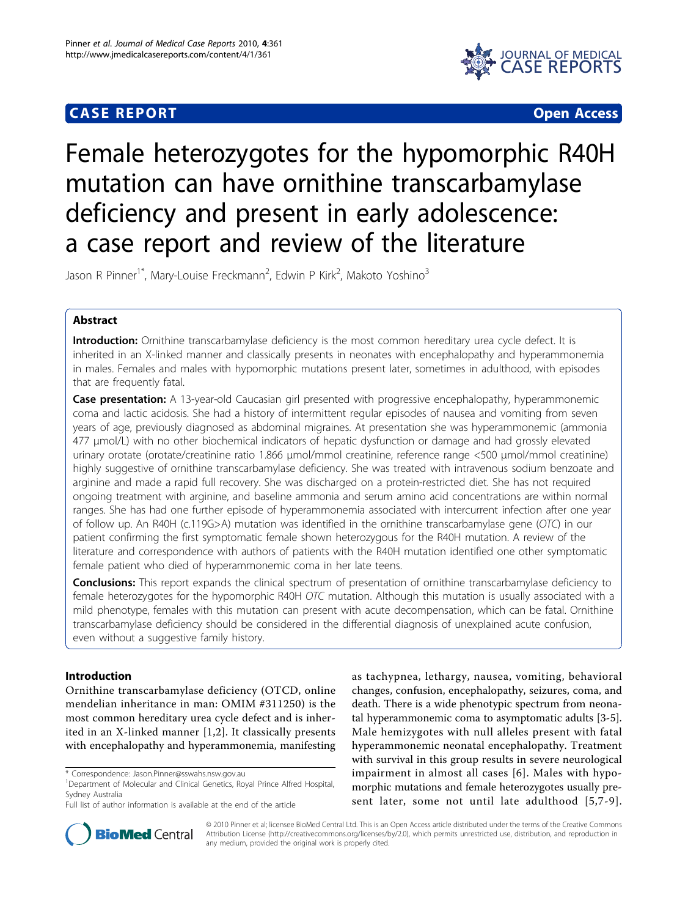**CASE REPORT** **Open Access**

# Female heterozygotes for the hypomorphic R40H mutation can have ornithine transcarbamylase deficiency and present in early adolescence: a case report and review of the literature

Jason R Pinner[1*], Mary-Louise Freckmann[2], Edwin P Kirk[2], Makoto Yoshino[3]

## Abstract

**Introduction:** Ornithine transcarbamylase deficiency is the most common hereditary urea cycle defect. It is inherited in an X-linked manner and classically presents in neonates with encephalopathy and hyperammonemia in males. Females and males with hypomorphic mutations present later, sometimes in adulthood, with episodes that are frequently fatal.

**Case presentation:** A 13-year-old Caucasian girl presented with progressive encephalopathy, hyperammonemic coma and lactic acidosis. She had a history of intermittent regular episodes of nausea and vomiting from seven years of age, previously diagnosed as abdominal migraines. At presentation she was hyperammonemic (ammonia 477 μmol/L) with no other biochemical indicators of hepatic dysfunction or damage and had grossly elevated urinary orotate (orotate/creatinine ratio 1.866 μmol/mmol creatinine, reference range <500 μmol/mmol creatinine) highly suggestive of ornithine transcarbamylase deficiency. She was treated with intravenous sodium benzoate and arginine and made a rapid full recovery. She was discharged on a protein-restricted diet. She has not required ongoing treatment with arginine, and baseline ammonia and serum amino acid concentrations are within normal ranges. She has had one further episode of hyperammonemia associated with intercurrent infection after one year of follow up. An R40H (c.119G>A) mutation was identified in the ornithine transcarbamylase gene (*OTC*) in our patient confirming the first symptomatic female shown heterozygous for the R40H mutation. A review of the literature and correspondence with authors of patients with the R40H mutation identified one other symptomatic female patient who died of hyperammonemic coma in her late teens.

**Conclusions:** This report expands the clinical spectrum of presentation of ornithine transcarbamylase deficiency to female heterozygotes for the hypomorphic R40H *OTC* mutation. Although this mutation is usually associated with a mild phenotype, females with this mutation can present with acute decompensation, which can be fatal. Ornithine transcarbamylase deficiency should be considered in the differential diagnosis of unexplained acute confusion, even without a suggestive family history.

## Introduction

Ornithine transcarbamylase deficiency (OTCD, online mendelian inheritance in man: OMIM #311250) is the most common hereditary urea cycle defect and is inherited in an X-linked manner [1,2]. It classically presents with encephalopathy and hyperammonemia, manifesting as tachypnea, lethargy, nausea, vomiting, behavioral changes, confusion, encephalopathy, seizures, coma, and death. There is a wide phenotypic spectrum from neonatal hyperammonemic coma to asymptomatic adults [3-5]. Male hemizygotes with null alleles present with fatal hyperammonemic neonatal encephalopathy. Treatment with survival in this group results in severe neurological impairment in almost all cases [6]. Males with hypomorphic mutations and female heterozygotes usually present later, some not until late adulthood [5,7-9].

\* Correspondence: Jason.Pinner@sswahs.nsw.gov.au

[1]Department of Molecular and Clinical Genetics, Royal Prince Alfred Hospital, Sydney Australia

Full list of author information is available at the end of the article

© 2010 Pinner et al; licensee BioMed Central Ltd. This is an Open Access article distributed under the terms of the Creative Commons Attribution License (http://creativecommons.org/licenses/by/2.0), which permits unrestricted use, distribution, and reproduction in any medium, provided the original work is properly cited.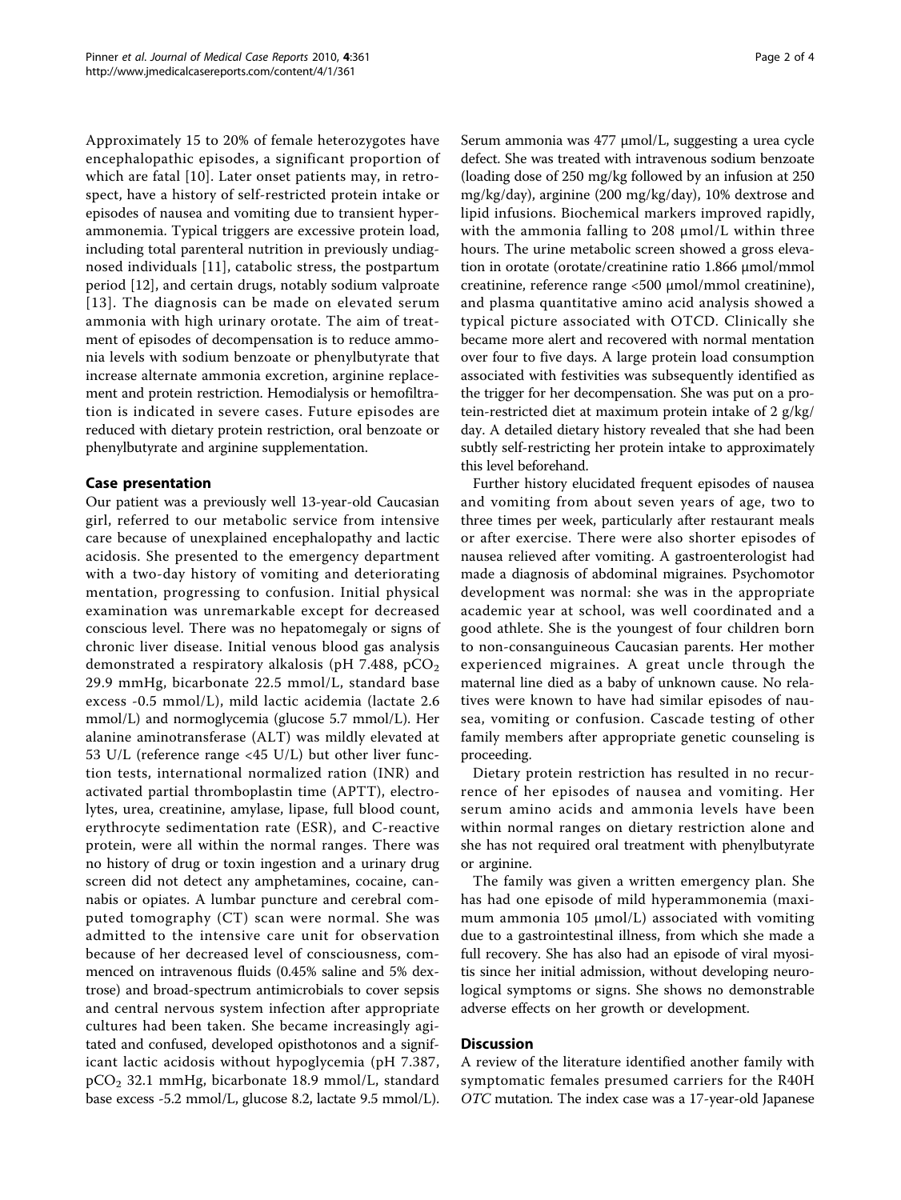Approximately 15 to 20% of female heterozygotes have encephalopathic episodes, a significant proportion of which are fatal [10]. Later onset patients may, in retrospect, have a history of self-restricted protein intake or episodes of nausea and vomiting due to transient hyperammonemia. Typical triggers are excessive protein load, including total parenteral nutrition in previously undiagnosed individuals [11], catabolic stress, the postpartum period [12], and certain drugs, notably sodium valproate [13]. The diagnosis can be made on elevated serum ammonia with high urinary orotate. The aim of treatment of episodes of decompensation is to reduce ammonia levels with sodium benzoate or phenylbutyrate that increase alternate ammonia excretion, arginine replacement and protein restriction. Hemodialysis or hemofiltration is indicated in severe cases. Future episodes are reduced with dietary protein restriction, oral benzoate or phenylbutyrate and arginine supplementation.

## Case presentation

Our patient was a previously well 13-year-old Caucasian girl, referred to our metabolic service from intensive care because of unexplained encephalopathy and lactic acidosis. She presented to the emergency department with a two-day history of vomiting and deteriorating mentation, progressing to confusion. Initial physical examination was unremarkable except for decreased conscious level. There was no hepatomegaly or signs of chronic liver disease. Initial venous blood gas analysis demonstrated a respiratory alkalosis (pH 7.488, $pCO_2$ 29.9 mmHg, bicarbonate 22.5 mmol/L, standard base excess -0.5 mmol/L), mild lactic acidemia (lactate 2.6 mmol/L) and normoglycemia (glucose 5.7 mmol/L). Her alanine aminotransferase (ALT) was mildly elevated at 53 U/L (reference range <45 U/L) but other liver function tests, international normalized ration (INR) and activated partial thromboplastin time (APTT), electrolytes, urea, creatinine, amylase, lipase, full blood count, erythrocyte sedimentation rate (ESR), and C-reactive protein, were all within the normal ranges. There was no history of drug or toxin ingestion and a urinary drug screen did not detect any amphetamines, cocaine, cannabis or opiates. A lumbar puncture and cerebral computed tomography (CT) scan were normal. She was admitted to the intensive care unit for observation because of her decreased level of consciousness, commenced on intravenous fluids (0.45% saline and 5% dextrose) and broad-spectrum antimicrobials to cover sepsis and central nervous system infection after appropriate cultures had been taken. She became increasingly agitated and confused, developed opisthotonos and a significant lactic acidosis without hypoglycemia (pH 7.387, $pCO_2$ 32.1 mmHg, bicarbonate 18.9 mmol/L, standard base excess -5.2 mmol/L, glucose 8.2, lactate 9.5 mmol/L). Serum ammonia was 477 μmol/L, suggesting a urea cycle defect. She was treated with intravenous sodium benzoate (loading dose of 250 mg/kg followed by an infusion at 250 mg/kg/day), arginine (200 mg/kg/day), 10% dextrose and lipid infusions. Biochemical markers improved rapidly, with the ammonia falling to 208 μmol/L within three hours. The urine metabolic screen showed a gross elevation in orotate (orotate/creatinine ratio 1.866 μmol/mmol creatinine, reference range <500 μmol/mmol creatinine), and plasma quantitative amino acid analysis showed a typical picture associated with OTCD. Clinically she became more alert and recovered with normal mentation over four to five days. A large protein load consumption associated with festivities was subsequently identified as the trigger for her decompensation. She was put on a protein-restricted diet at maximum protein intake of 2 g/kg/day. A detailed dietary history revealed that she had been subtly self-restricting her protein intake to approximately this level beforehand.

Further history elucidated frequent episodes of nausea and vomiting from about seven years of age, two to three times per week, particularly after restaurant meals or after exercise. There were also shorter episodes of nausea relieved after vomiting. A gastroenterologist had made a diagnosis of abdominal migraines. Psychomotor development was normal: she was in the appropriate academic year at school, was well coordinated and a good athlete. She is the youngest of four children born to non-consanguineous Caucasian parents. Her mother experienced migraines. A great uncle through the maternal line died as a baby of unknown cause. No relatives were known to have had similar episodes of nausea, vomiting or confusion. Cascade testing of other family members after appropriate genetic counseling is proceeding.

Dietary protein restriction has resulted in no recurrence of her episodes of nausea and vomiting. Her serum amino acids and ammonia levels have been within normal ranges on dietary restriction alone and she has not required oral treatment with phenylbutyrate or arginine.

The family was given a written emergency plan. She has had one episode of mild hyperammonemia (maximum ammonia 105 μmol/L) associated with vomiting due to a gastrointestinal illness, from which she made a full recovery. She has also had an episode of viral myositis since her initial admission, without developing neurological symptoms or signs. She shows no demonstrable adverse effects on her growth or development.

## Discussion

A review of the literature identified another family with symptomatic females presumed carriers for the R40H *OTC* mutation. The index case was a 17-year-old Japanese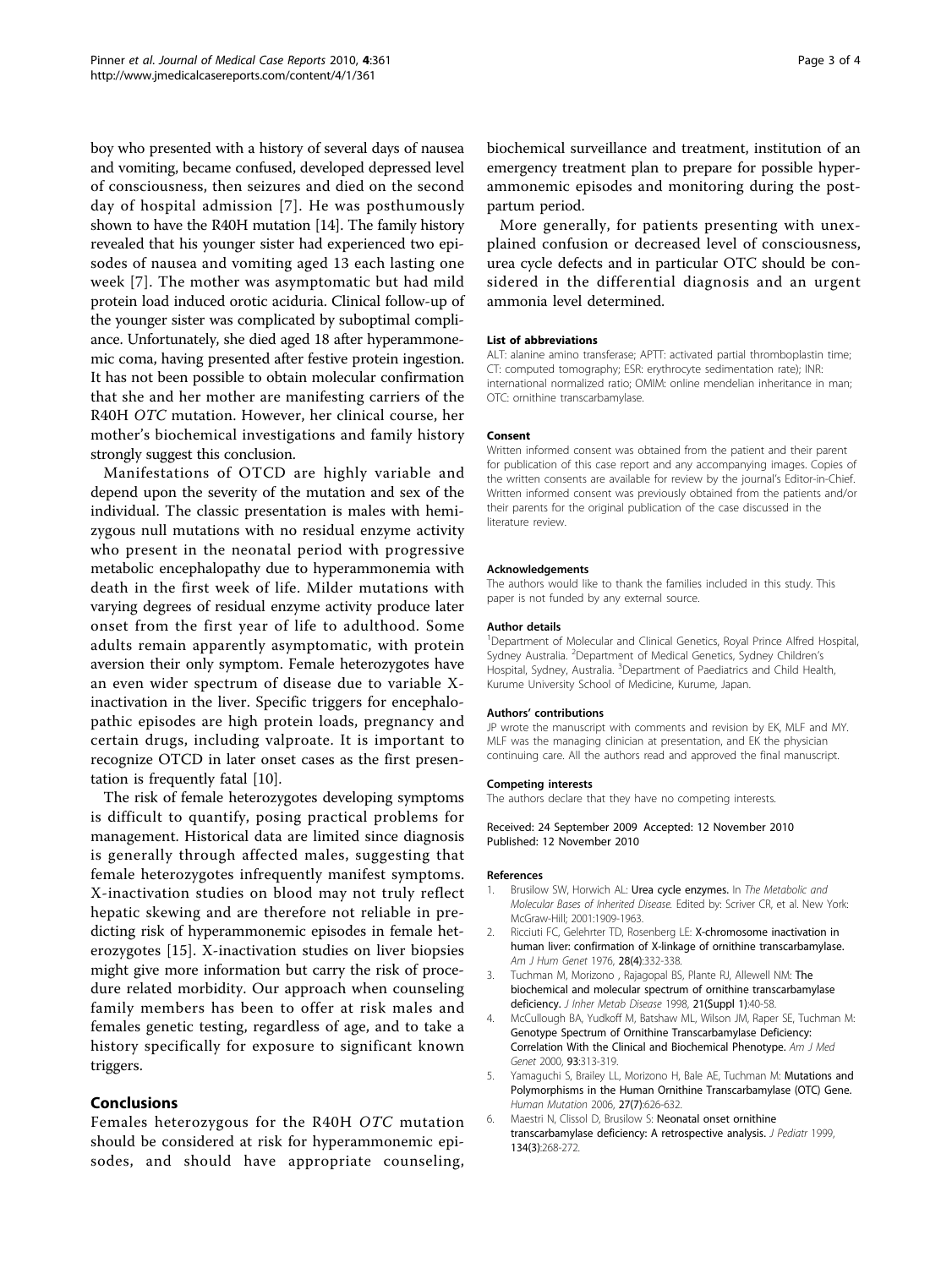boy who presented with a history of several days of nausea and vomiting, became confused, developed depressed level of consciousness, then seizures and died on the second day of hospital admission [7]. He was posthumously shown to have the R40H mutation [14]. The family history revealed that his younger sister had experienced two episodes of nausea and vomiting aged 13 each lasting one week [7]. The mother was asymptomatic but had mild protein load induced orotic aciduria. Clinical follow-up of the younger sister was complicated by suboptimal compliance. Unfortunately, she died aged 18 after hyperammonemic coma, having presented after festive protein ingestion. It has not been possible to obtain molecular confirmation that she and her mother are manifesting carriers of the R40H *OTC* mutation. However, her clinical course, her mother's biochemical investigations and family history strongly suggest this conclusion.

Manifestations of OTCD are highly variable and depend upon the severity of the mutation and sex of the individual. The classic presentation is males with hemizygous null mutations with no residual enzyme activity who present in the neonatal period with progressive metabolic encephalopathy due to hyperammonemia with death in the first week of life. Milder mutations with varying degrees of residual enzyme activity produce later onset from the first year of life to adulthood. Some adults remain apparently asymptomatic, with protein aversion their only symptom. Female heterozygotes have an even wider spectrum of disease due to variable X-inactivation in the liver. Specific triggers for encephalopathic episodes are high protein loads, pregnancy and certain drugs, including valproate. It is important to recognize OTCD in later onset cases as the first presentation is frequently fatal [10].

The risk of female heterozygotes developing symptoms is difficult to quantify, posing practical problems for management. Historical data are limited since diagnosis is generally through affected males, suggesting that female heterozygotes infrequently manifest symptoms. X-inactivation studies on blood may not truly reflect hepatic skewing and are therefore not reliable in predicting risk of hyperammonemic episodes in female heterozygotes [15]. X-inactivation studies on liver biopsies might give more information but carry the risk of procedure related morbidity. Our approach when counseling family members has been to offer at risk males and females genetic testing, regardless of age, and to take a history specifically for exposure to significant known triggers.

## Conclusions

Females heterozygous for the R40H *OTC* mutation should be considered at risk for hyperammonemic episodes, and should have appropriate counseling, biochemical surveillance and treatment, institution of an emergency treatment plan to prepare for possible hyperammonemic episodes and monitoring during the postpartum period.

More generally, for patients presenting with unexplained confusion or decreased level of consciousness, urea cycle defects and in particular OTC should be considered in the differential diagnosis and an urgent ammonia level determined.

#### List of abbreviations

ALT: alanine amino transferase; APTT: activated partial thromboplastin time; CT: computed tomography; ESR: erythrocyte sedimentation rate); INR: international normalized ratio; OMIM: online mendelian inheritance in man; OTC: ornithine transcarbamylase.

#### Consent

Written informed consent was obtained from the patient and their parent for publication of this case report and any accompanying images. Copies of the written consents are available for review by the journal's Editor-in-Chief. Written informed consent was previously obtained from the patients and/or their parents for the original publication of the case discussed in the literature review.

#### Acknowledgements

The authors would like to thank the families included in this study. This paper is not funded by any external source.

#### Author details

[1]Department of Molecular and Clinical Genetics, Royal Prince Alfred Hospital, Sydney Australia. [2]Department of Medical Genetics, Sydney Children's Hospital, Sydney, Australia. [3]Department of Paediatrics and Child Health, Kurume University School of Medicine, Kurume, Japan.

#### Authors' contributions

JP wrote the manuscript with comments and revision by EK, MLF and MY. MLF was the managing clinician at presentation, and EK the physician continuing care. All the authors read and approved the final manuscript.

#### Competing interests

The authors declare that they have no competing interests.

Received: 24 September 2009 Accepted: 12 November 2010
Published: 12 November 2010

#### References

1. Brusilow SW, Horwich AL: **Urea cycle enzymes.** In *The Metabolic and Molecular Bases of Inherited Disease.* Edited by: Scriver CR, et al. New York: McGraw-Hill; 2001:1909-1963.
2. Ricciuti FC, Gelehrter TD, Rosenberg LE: **X-chromosome inactivation in human liver: confirmation of X-linkage of ornithine transcarbamylase.** *Am J Hum Genet* 1976, **28(4)**:332-338.
3. Tuchman M, Morizono , Rajagopal BS, Plante RJ, Allewell NM: **The biochemical and molecular spectrum of ornithine transcarbamylase deficiency.** *J Inher Metab Disease* 1998, **21(Suppl 1)**:40-58.
4. McCullough BA, Yudkoff M, Batshaw ML, Wilson JM, Raper SE, Tuchman M: **Genotype Spectrum of Ornithine Transcarbamylase Deficiency: Correlation With the Clinical and Biochemical Phenotype.** *Am J Med Genet* 2000, **93**:313-319.
5. Yamaguchi S, Brailey LL, Morizono H, Bale AE, Tuchman M: **Mutations and Polymorphisms in the Human Ornithine Transcarbamylase (OTC) Gene.** *Human Mutation* 2006, **27(7)**:626-632.
6. Maestri N, Clissol D, Brusilow S: **Neonatal onset ornithine transcarbamylase deficiency: A retrospective analysis.** *J Pediatr* 1999, **134(3)**:268-272.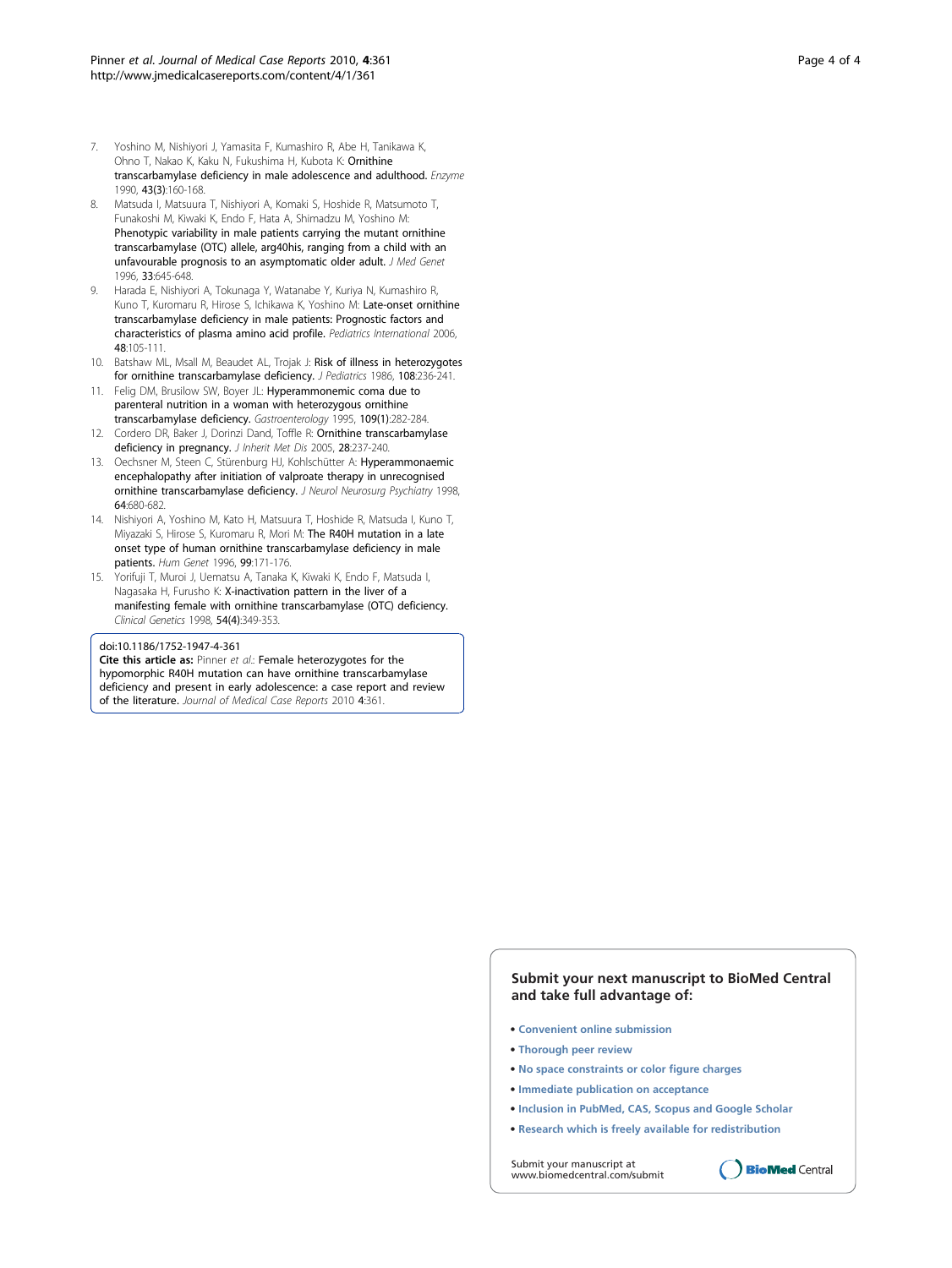7. Yoshino M, Nishiyori J, Yamasita F, Kumashiro R, Abe H, Tanikawa K, Ohno T, Nakao K, Kaku N, Fukushima H, Kubota K: **Ornithine transcarbamylase deficiency in male adolescence and adulthood.** *Enzyme* 1990, **43(3)**:160-168.
8. Matsuda I, Matsuura T, Nishiyori A, Komaki S, Hoshide R, Matsumoto T, Funakoshi M, Kiwaki K, Endo F, Hata A, Shimadzu M, Yoshino M: **Phenotypic variability in male patients carrying the mutant ornithine transcarbamylase (OTC) allele, arg40his, ranging from a child with an unfavourable prognosis to an asymptomatic older adult.** *J Med Genet* 1996, **33**:645-648.
9. Harada E, Nishiyori A, Tokunaga Y, Watanabe Y, Kuriya N, Kumashiro R, Kuno T, Kuromaru R, Hirose S, Ichikawa K, Yoshino M: **Late-onset ornithine transcarbamylase deficiency in male patients: Prognostic factors and characteristics of plasma amino acid profile.** *Pediatrics International* 2006, **48**:105-111.
10. Batshaw ML, Msall M, Beaudet AL, Trojak J: **Risk of illness in heterozygotes for ornithine transcarbamylase deficiency.** *J Pediatrics* 1986, **108**:236-241.
11. Felig DM, Brusilow SW, Boyer JL: **Hyperammonemic coma due to parenteral nutrition in a woman with heterozygous ornithine transcarbamylase deficiency.** *Gastroenterology* 1995, **109(1)**:282-284.
12. Cordero DR, Baker J, Dorinzi Dand, Toffle R: **Ornithine transcarbamylase deficiency in pregnancy.** *J Inherit Met Dis* 2005, **28**:237-240.
13. Oechsner M, Steen C, Stürenburg HJ, Kohlschütter A: **Hyperammonaemic encephalopathy after initiation of valproate therapy in unrecognised ornithine transcarbamylase deficiency.** *J Neurol Neurosurg Psychiatry* 1998, **64**:680-682.
14. Nishiyori A, Yoshino M, Kato H, Matsuura T, Hoshide R, Matsuda I, Kuno T, Miyazaki S, Hirose S, Kuromaru R, Mori M: **The R40H mutation in a late onset type of human ornithine transcarbamylase deficiency in male patients.** *Hum Genet* 1996, **99**:171-176.
15. Yorifuji T, Muroi J, Uematsu A, Tanaka K, Kiwaki K, Endo F, Matsuda I, Nagasaka H, Furusho K: **X-inactivation pattern in the liver of a manifesting female with ornithine transcarbamylase (OTC) deficiency.** *Clinical Genetics* 1998, **54(4)**:349-353.

doi:10.1186/1752-1947-4-361

**Cite this article as:** Pinner *et al.*: Female heterozygotes for the hypomorphic R40H mutation can have ornithine transcarbamylase deficiency and present in early adolescence: a case report and review of the literature. *Journal of Medical Case Reports* 2010 **4**:361.

**Submit your next manuscript to BioMed Central and take full advantage of:**

- Convenient online submission
- Thorough peer review
- No space constraints or color figure charges
- Immediate publication on acceptance
- Inclusion in PubMed, CAS, Scopus and Google Scholar
- Research which is freely available for redistribution

Submit your manuscript at
www.biomedcentral.com/submit

BioMed Central